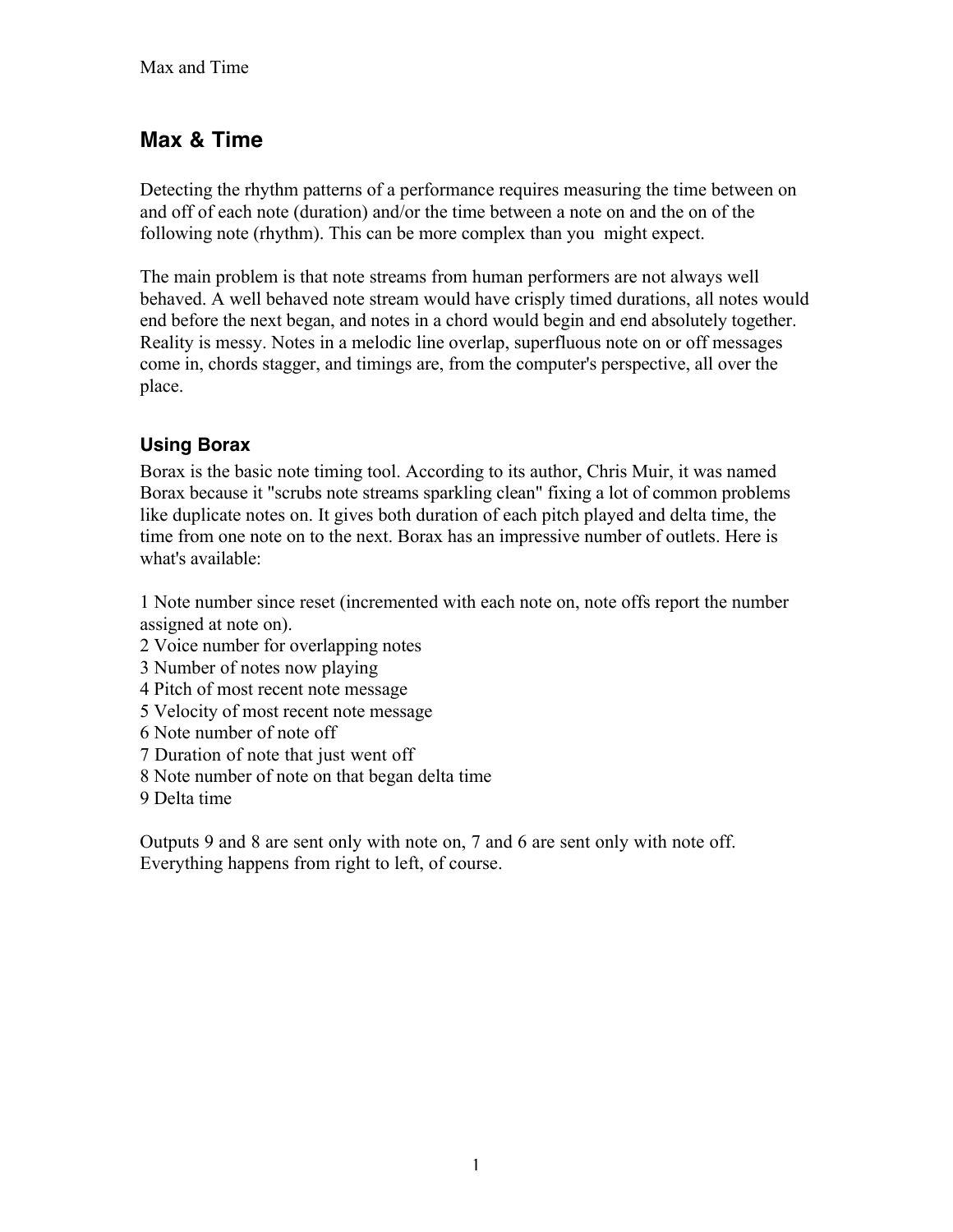# Max & Time

Detecting the rhythm patterns of a performance requires measuring the time between on and off of each note (duration) and/or the time between a note on and the on of the following note (rhythm). This can be more complex than you might expect.

The main problem is that note streams from human performers are not always well behaved. A well behaved note stream would have crisply timed durations, all notes would end before the next began, and notes in a chord would begin and end absolutely together. Reality is messy. Notes in a melodic line overlap, superfluous note on or off messages come in, chords stagger, and timings are, from the computer's perspective, all over the place.

## Using Borax

Borax is the basic note timing tool. According to its author, Chris Muir, it was named Borax because it "scrubs note streams sparkling clean" fixing a lot of common problems like duplicate notes on. It gives both duration of each pitch played and delta time, the time from one note on to the next. Borax has an impressive number of outlets. Here is what's available:

1 Note number since reset (incremented with each note on, note offs report the number assigned at note on).
2 Voice number for overlapping notes
3 Number of notes now playing
4 Pitch of most recent note message
5 Velocity of most recent note message
6 Note number of note off
7 Duration of note that just went off
8 Note number of note on that began delta time
9 Delta time

Outputs 9 and 8 are sent only with note on, 7 and 6 are sent only with note off. Everything happens from right to left, of course.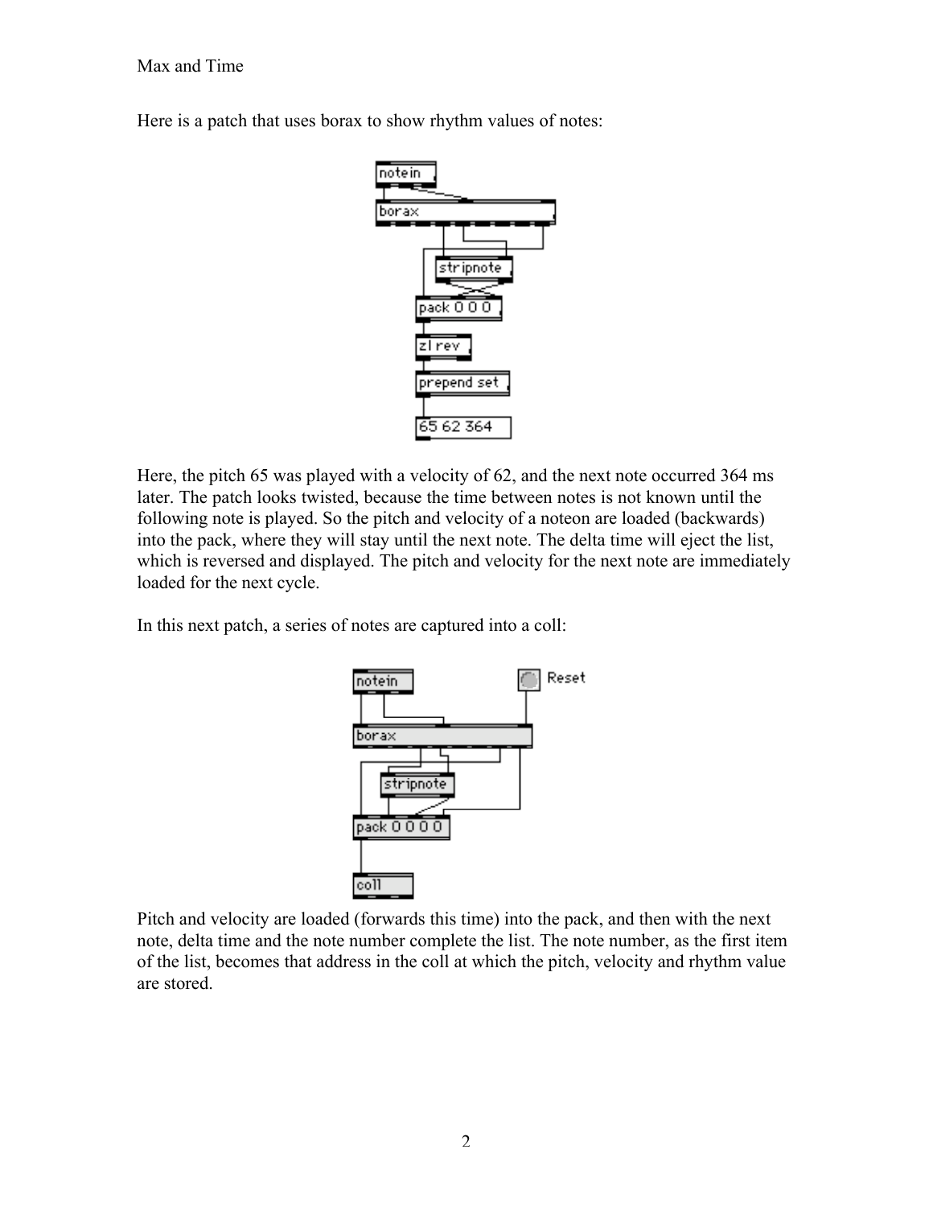Here is a patch that uses borax to show rhythm values of notes:

Here, the pitch 65 was played with a velocity of 62, and the next note occurred 364 ms later. The patch looks twisted, because the time between notes is not known until the following note is played. So the pitch and velocity of a noteon are loaded (backwards) into the pack, where they will stay until the next note. The delta time will eject the list, which is reversed and displayed. The pitch and velocity for the next note are immediately loaded for the next cycle.

In this next patch, a series of notes are captured into a coll:

Pitch and velocity are loaded (forwards this time) into the pack, and then with the next note, delta time and the note number complete the list. The note number, as the first item of the list, becomes that address in the coll at which the pitch, velocity and rhythm value are stored.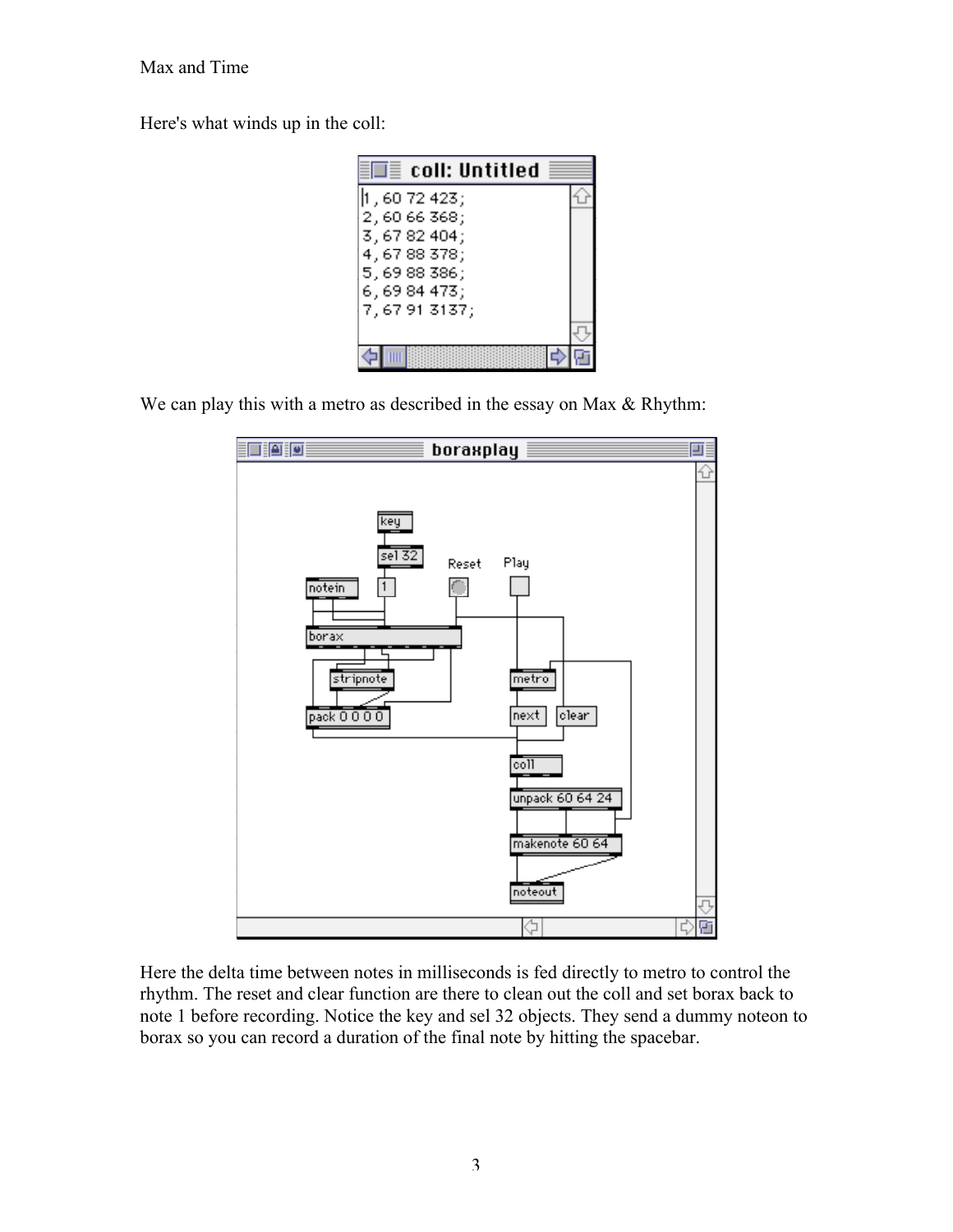Here's what winds up in the coll:

We can play this with a metro as described in the essay on Max & Rhythm:

Here the delta time between notes in milliseconds is fed directly to metro to control the rhythm. The reset and clear function are there to clean out the coll and set borax back to note 1 before recording. Notice the key and sel 32 objects. They send a dummy noteon to borax so you can record a duration of the final note by hitting the spacebar.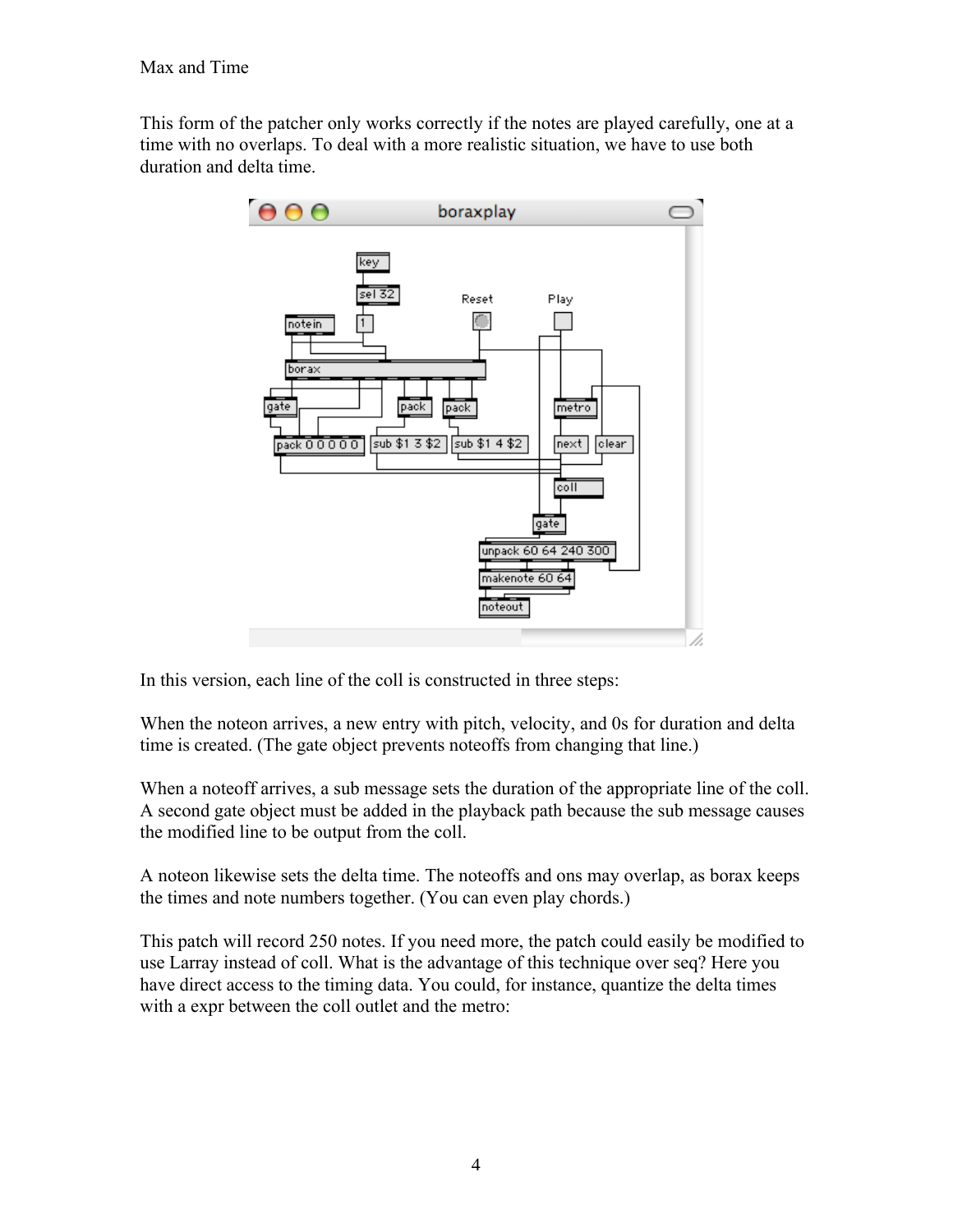This form of the patcher only works correctly if the notes are played carefully, one at a time with no overlaps. To deal with a more realistic situation, we have to use both duration and delta time.

In this version, each line of the coll is constructed in three steps:

When the noteon arrives, a new entry with pitch, velocity, and 0s for duration and delta time is created. (The gate object prevents noteoffs from changing that line.)

When a noteoff arrives, a sub message sets the duration of the appropriate line of the coll. A second gate object must be added in the playback path because the sub message causes the modified line to be output from the coll.

A noteon likewise sets the delta time. The noteoffs and ons may overlap, as borax keeps the times and note numbers together. (You can even play chords.)

This patch will record 250 notes. If you need more, the patch could easily be modified to use Larray instead of coll. What is the advantage of this technique over seq? Here you have direct access to the timing data. You could, for instance, quantize the delta times with a expr between the coll outlet and the metro: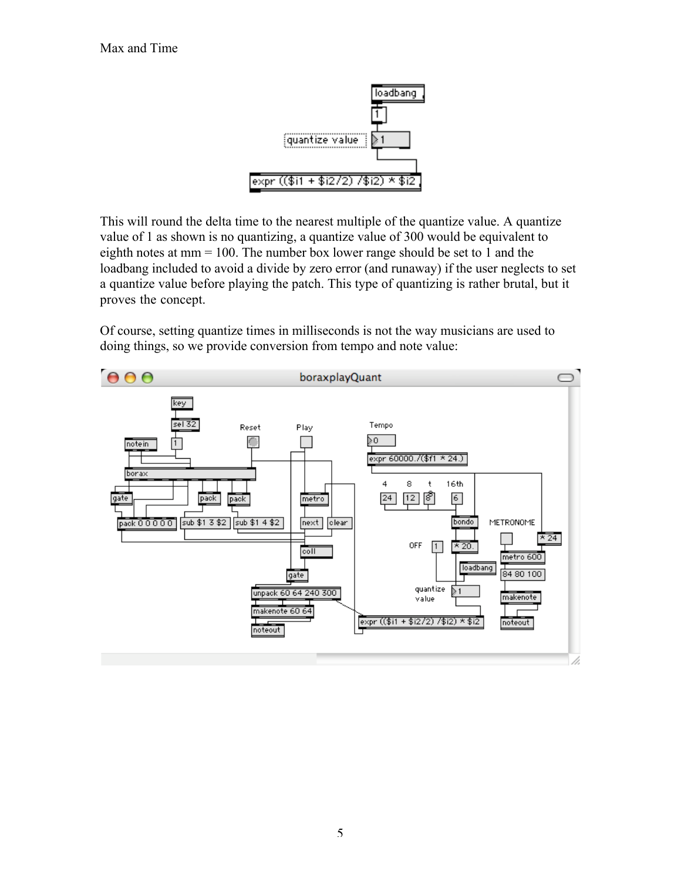This will round the delta time to the nearest multiple of the quantize value. A quantize value of 1 as shown is no quantizing, a quantize value of 300 would be equivalent to eighth notes at mm = 100. The number box lower range should be set to 1 and the loadbang included to avoid a divide by zero error (and runaway) if the user neglects to set a quantize value before playing the patch. This type of quantizing is rather brutal, but it proves the concept.

Of course, setting quantize times in milliseconds is not the way musicians are used to doing things, so we provide conversion from tempo and note value: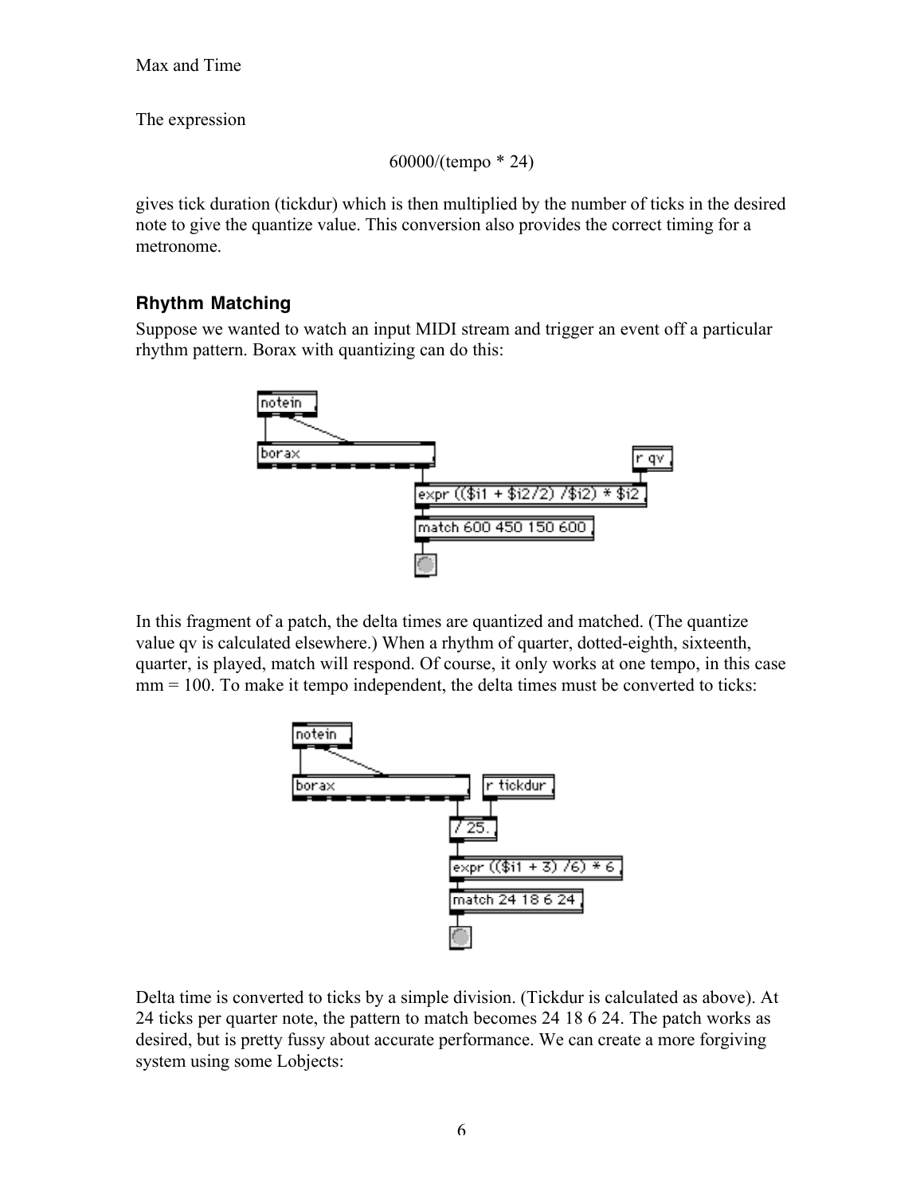The expression

$$60000/(tempo * 24)$$

gives tick duration (tickdur) which is then multiplied by the number of ticks in the desired note to give the quantize value. This conversion also provides the correct timing for a metronome.

### Rhythm Matching

Suppose we wanted to watch an input MIDI stream and trigger an event off a particular rhythm pattern. Borax with quantizing can do this:

In this fragment of a patch, the delta times are quantized and matched. (The quantize value qv is calculated elsewhere.) When a rhythm of quarter, dotted-eighth, sixteenth, quarter, is played, match will respond. Of course, it only works at one tempo, in this case mm = 100. To make it tempo independent, the delta times must be converted to ticks:

Delta time is converted to ticks by a simple division. (Tickdur is calculated as above). At 24 ticks per quarter note, the pattern to match becomes 24 18 6 24. The patch works as desired, but is pretty fussy about accurate performance. We can create a more forgiving system using some Lobjects: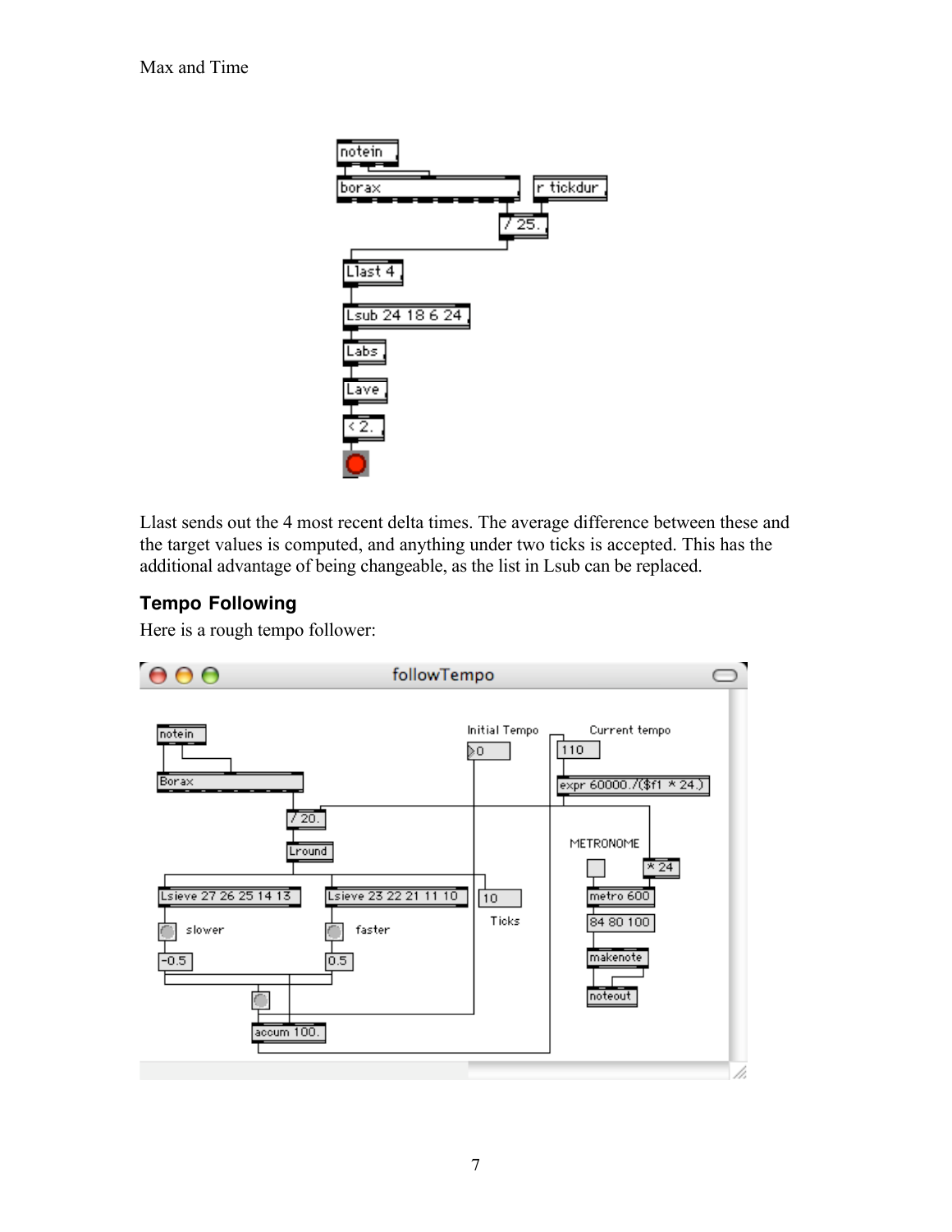Llast sends out the 4 most recent delta times. The average difference between these and the target values is computed, and anything under two ticks is accepted. This has the additional advantage of being changeable, as the list in Lsub can be replaced.

### Tempo Following

Here is a rough tempo follower: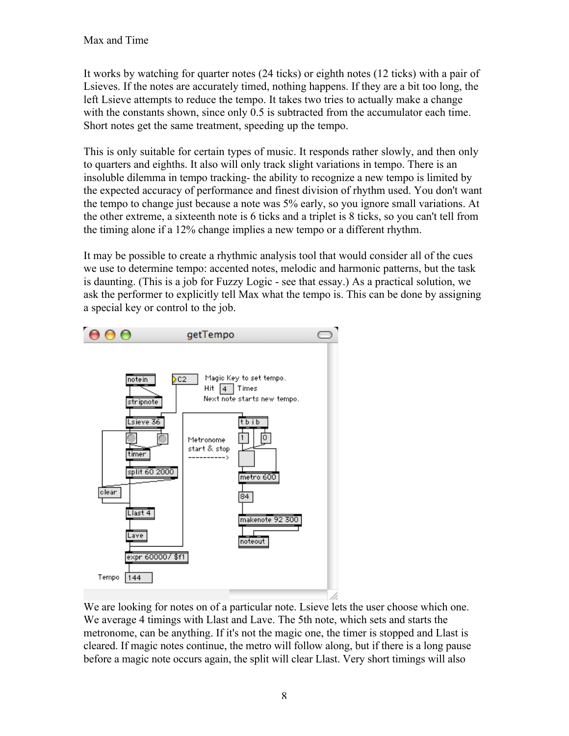It works by watching for quarter notes (24 ticks) or eighth notes (12 ticks) with a pair of Lsieves. If the notes are accurately timed, nothing happens. If they are a bit too long, the left Lsieve attempts to reduce the tempo. It takes two tries to actually make a change with the constants shown, since only 0.5 is subtracted from the accumulator each time. Short notes get the same treatment, speeding up the tempo.

This is only suitable for certain types of music. It responds rather slowly, and then only to quarters and eighths. It also will only track slight variations in tempo. There is an insoluble dilemma in tempo tracking- the ability to recognize a new tempo is limited by the expected accuracy of performance and finest division of rhythm used. You don't want the tempo to change just because a note was 5% early, so you ignore small variations. At the other extreme, a sixteenth note is 6 ticks and a triplet is 8 ticks, so you can't tell from the timing alone if a 12% change implies a new tempo or a different rhythm.

It may be possible to create a rhythmic analysis tool that would consider all of the cues we use to determine tempo: accented notes, melodic and harmonic patterns, but the task is daunting. (This is a job for Fuzzy Logic - see that essay.) As a practical solution, we ask the performer to explicitly tell Max what the tempo is. This can be done by assigning a special key or control to the job.

We are looking for notes on of a particular note. Lsieve lets the user choose which one. We average 4 timings with Llast and Lave. The 5th note, which sets and starts the metronome, can be anything. If it's not the magic one, the timer is stopped and Llast is cleared. If magic notes continue, the metro will follow along, but if there is a long pause before a magic note occurs again, the split will clear Llast. Very short timings will also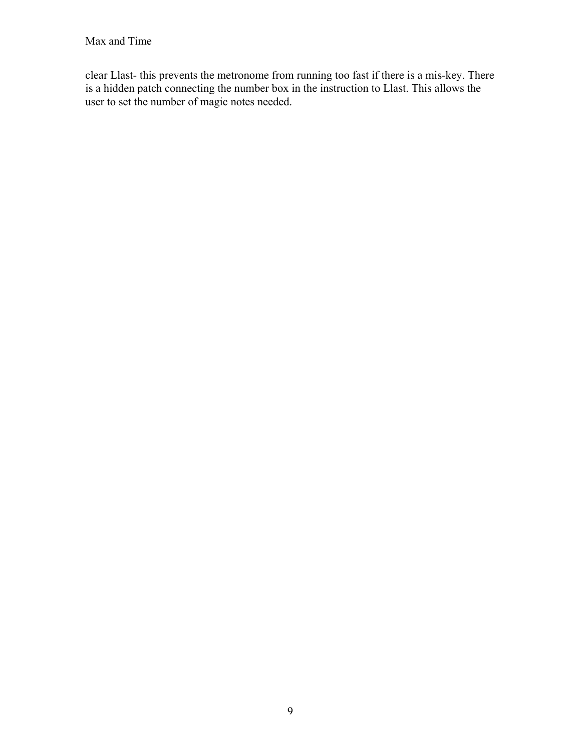clear Llast- this prevents the metronome from running too fast if there is a mis-key. There is a hidden patch connecting the number box in the instruction to Llast. This allows the user to set the number of magic notes needed.